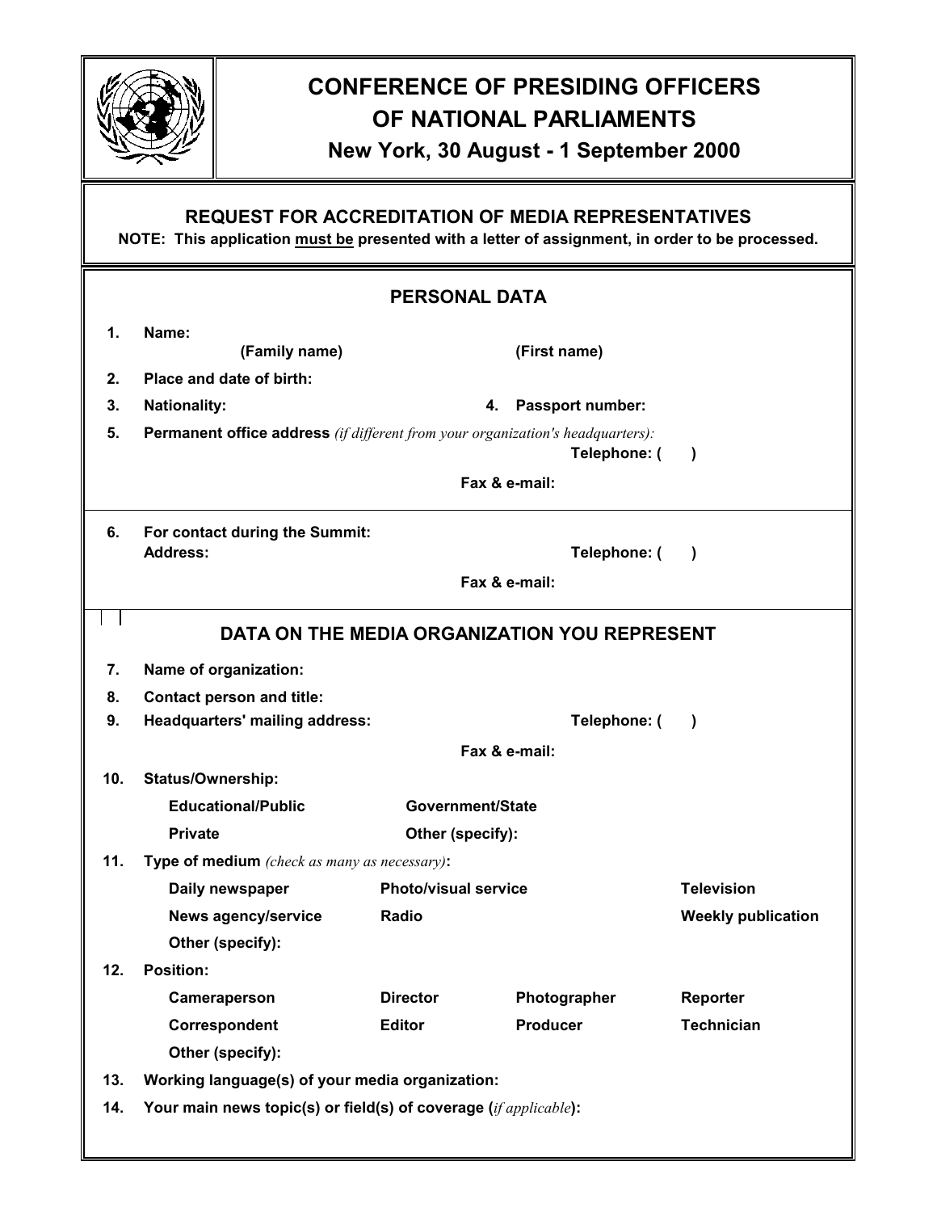# CONFERENCE OF PRESIDING OFFICERS OF NATIONAL PARLIAMENTS

**New York, 30 August - 1 September 2000**

## REQUEST FOR ACCREDITATION OF MEDIA REPRESENTATIVES

**NOTE: This application must be presented with a letter of assignment, in order to be processed.**

### PERSONAL DATA

**1. Name:**
**(Family name)** **(First name)**

**2. Place and date of birth:**

**3. Nationality:** **4. Passport number:**

**5. Permanent office address** *(if different from your organization's headquarters):*
**Telephone: ( )**
**Fax & e-mail:**

**6. For contact during the Summit:**
**Address:** **Telephone: ( )**
**Fax & e-mail:**

### DATA ON THE MEDIA ORGANIZATION YOU REPRESENT

**7. Name of organization:**

**8. Contact person and title:**

**9. Headquarters' mailing address:** **Telephone: ( )**
**Fax & e-mail:**

**10. Status/Ownership:**

| | |
|---|---|
| **Educational/Public** | **Government/State** |
| **Private** | **Other (specify):** |

**11. Type of medium** *(check as many as necessary)*:

| | | |
|---|---|---|
| **Daily newspaper** | **Photo/visual service** | **Television** |
| **News agency/service** | **Radio** | **Weekly publication** |
| **Other (specify):** | | |

**12. Position:**

| | | | |
|---|---|---|---|
| **Cameraperson** | **Director** | **Photographer** | **Reporter** |
| **Correspondent** | **Editor** | **Producer** | **Technician** |
| **Other (specify):** | | | |

**13. Working language(s) of your media organization:**

**14. Your main news topic(s) or field(s) of coverage (***if applicable***):**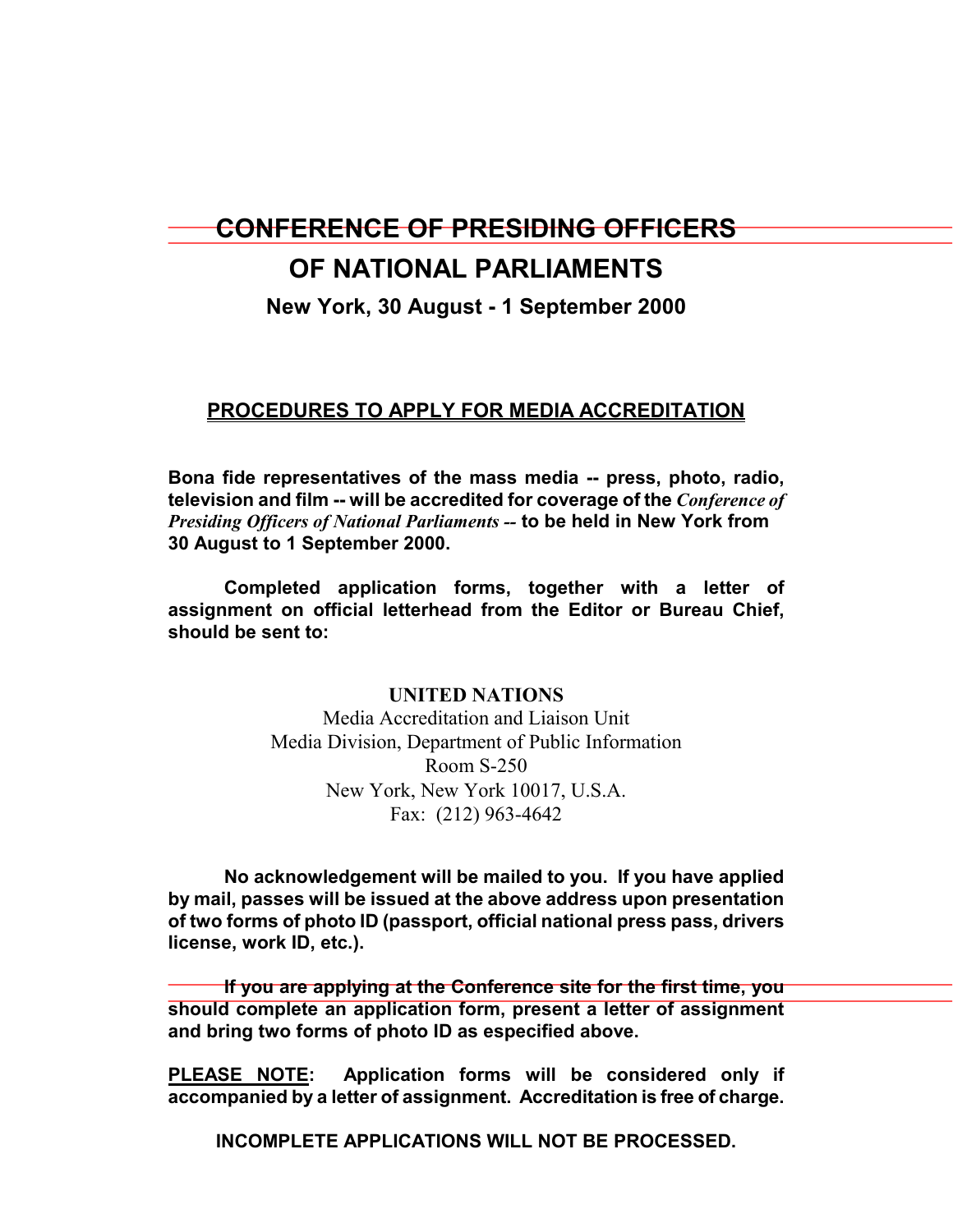# CONFERENCE OF PRESIDING OFFICERS OF NATIONAL PARLIAMENTS

**New York, 30 August - 1 September 2000**

## PROCEDURES TO APPLY FOR MEDIA ACCREDITATION

**Bona fide representatives of the mass media -- press, photo, radio, television and film -- will be accredited for coverage of the *Conference of Presiding Officers of National Parliaments* -- to be held in New York from 30 August to 1 September 2000.**

**Completed application forms, together with a letter of assignment on official letterhead from the Editor or Bureau Chief, should be sent to:**

**UNITED NATIONS**
Media Accreditation and Liaison Unit
Media Division, Department of Public Information
Room S-250
New York, New York 10017, U.S.A.
Fax: (212) 963-4642

**No acknowledgement will be mailed to you. If you have applied by mail, passes will be issued at the above address upon presentation of two forms of photo ID (passport, official national press pass, drivers license, work ID, etc.).**

**If you are applying at the Conference site for the first time, you should complete an application form, present a letter of assignment and bring two forms of photo ID as especified above.**

**PLEASE NOTE: Application forms will be considered only if accompanied by a letter of assignment. Accreditation is free of charge.**

**INCOMPLETE APPLICATIONS WILL NOT BE PROCESSED.**